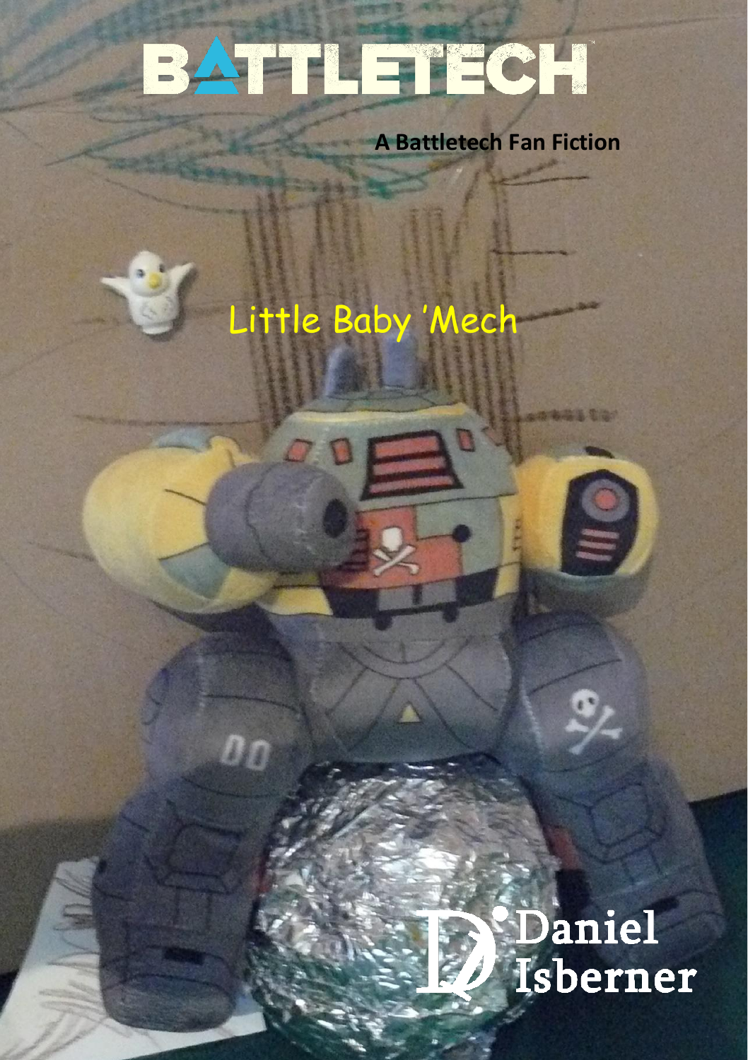# BATTLETECH

**A Battletech Fan Fiction**

# Little Baby 'Mech

Daniel Isberner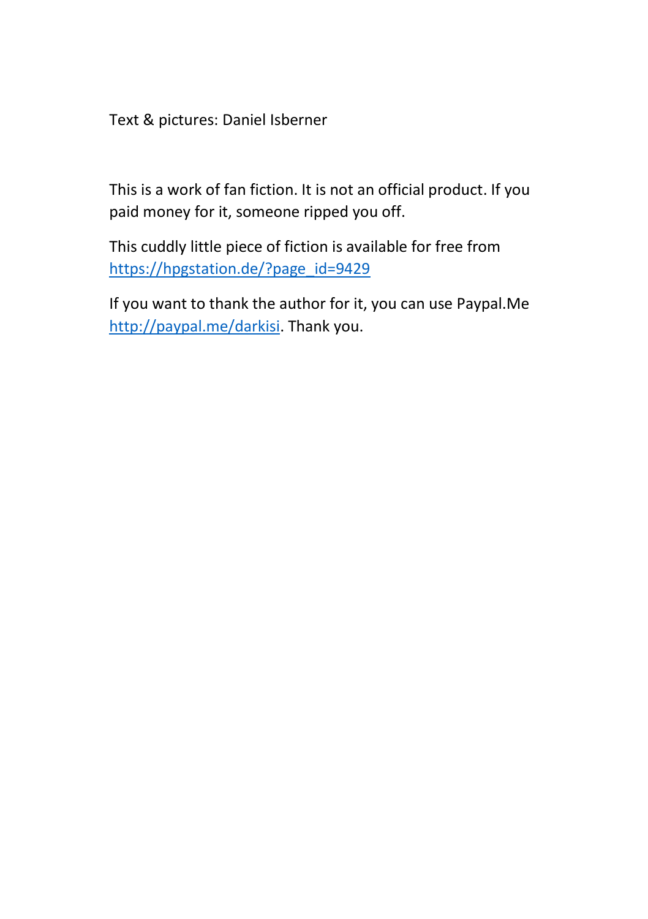Text & pictures: Daniel Isberner

This is a work of fan fiction. It is not an official product. If you paid money for it, someone ripped you off.

This cuddly little piece of fiction is available for free from [https://hpgstation.de/?page_id=9429](https://hpgstation.de/?page_id=9429)

If you want to thank the author for it, you can use Paypal.Me [http://paypal.me/darkisi](http://paypal.me/darkisi). Thank you.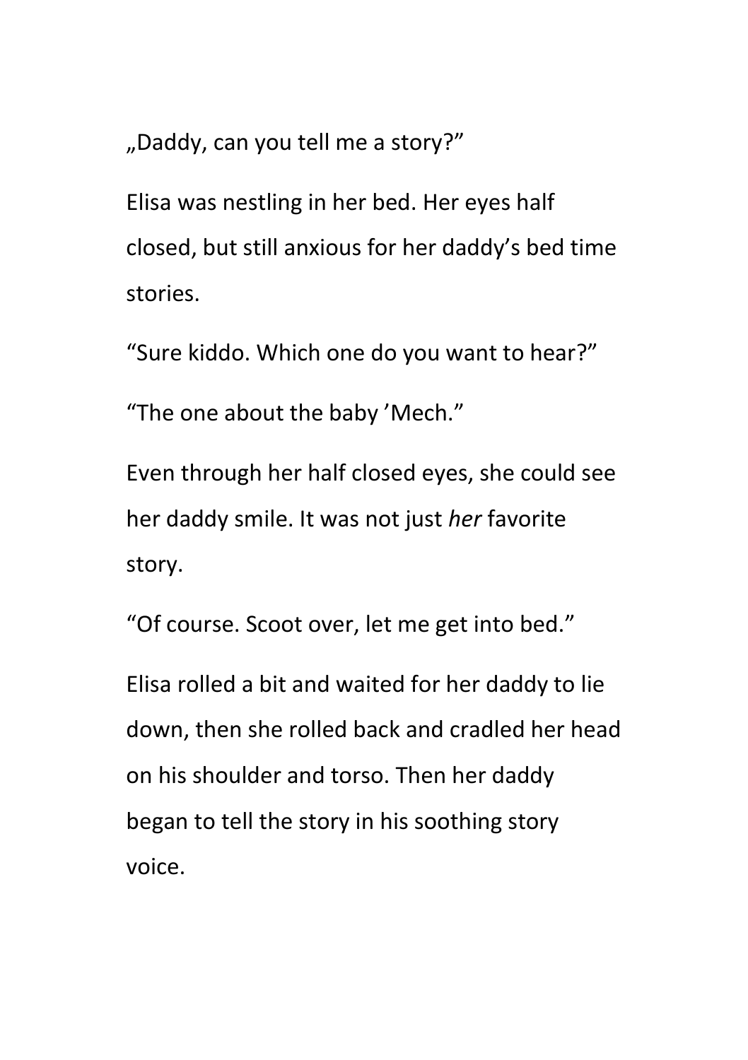„Daddy, can you tell me a story?"

Elisa was nestling in her bed. Her eyes half closed, but still anxious for her daddy's bed time stories.

"Sure kiddo. Which one do you want to hear?"

"The one about the baby 'Mech."

Even through her half closed eyes, she could see her daddy smile. It was not just *her* favorite story.

"Of course. Scoot over, let me get into bed."

Elisa rolled a bit and waited for her daddy to lie down, then she rolled back and cradled her head on his shoulder and torso. Then her daddy began to tell the story in his soothing story voice.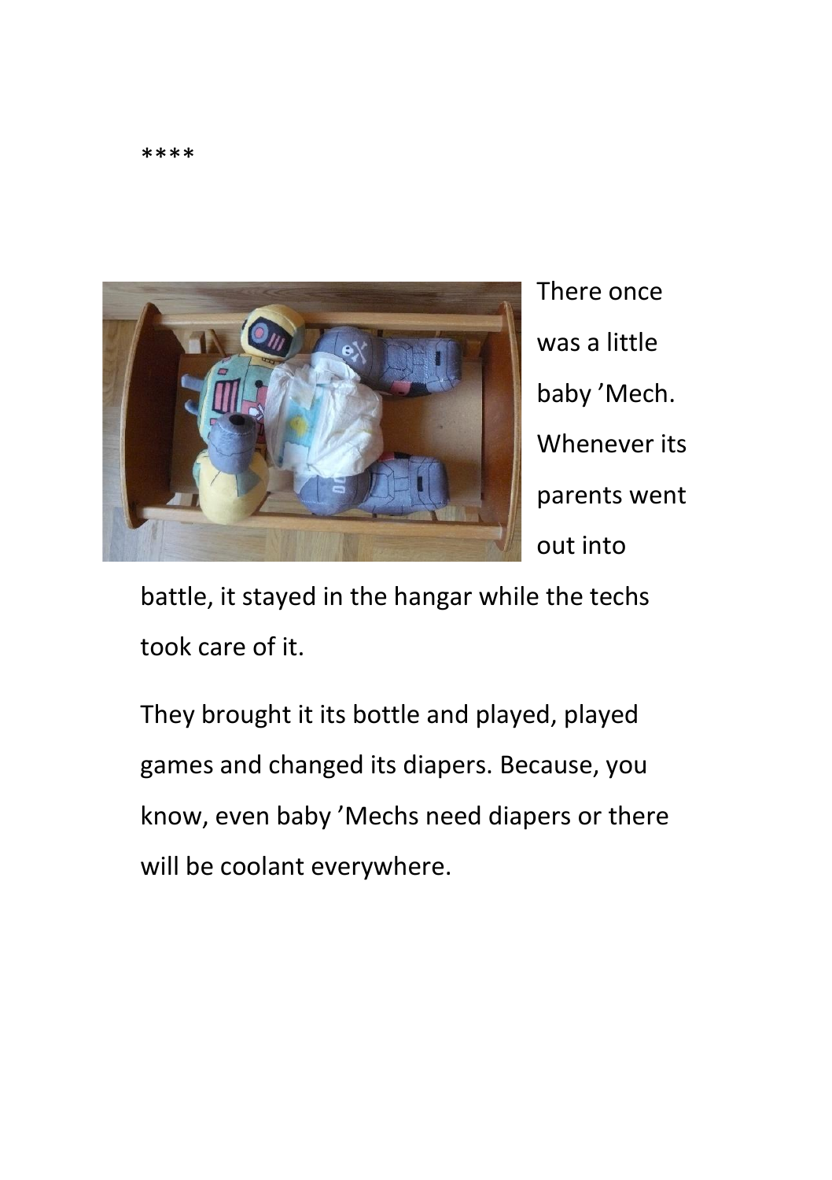****

There once was a little baby ’Mech. Whenever its parents went out into battle, it stayed in the hangar while the techs took care of it.

They brought it its bottle and played, played games and changed its diapers. Because, you know, even baby ’Mechs need diapers or there will be coolant everywhere.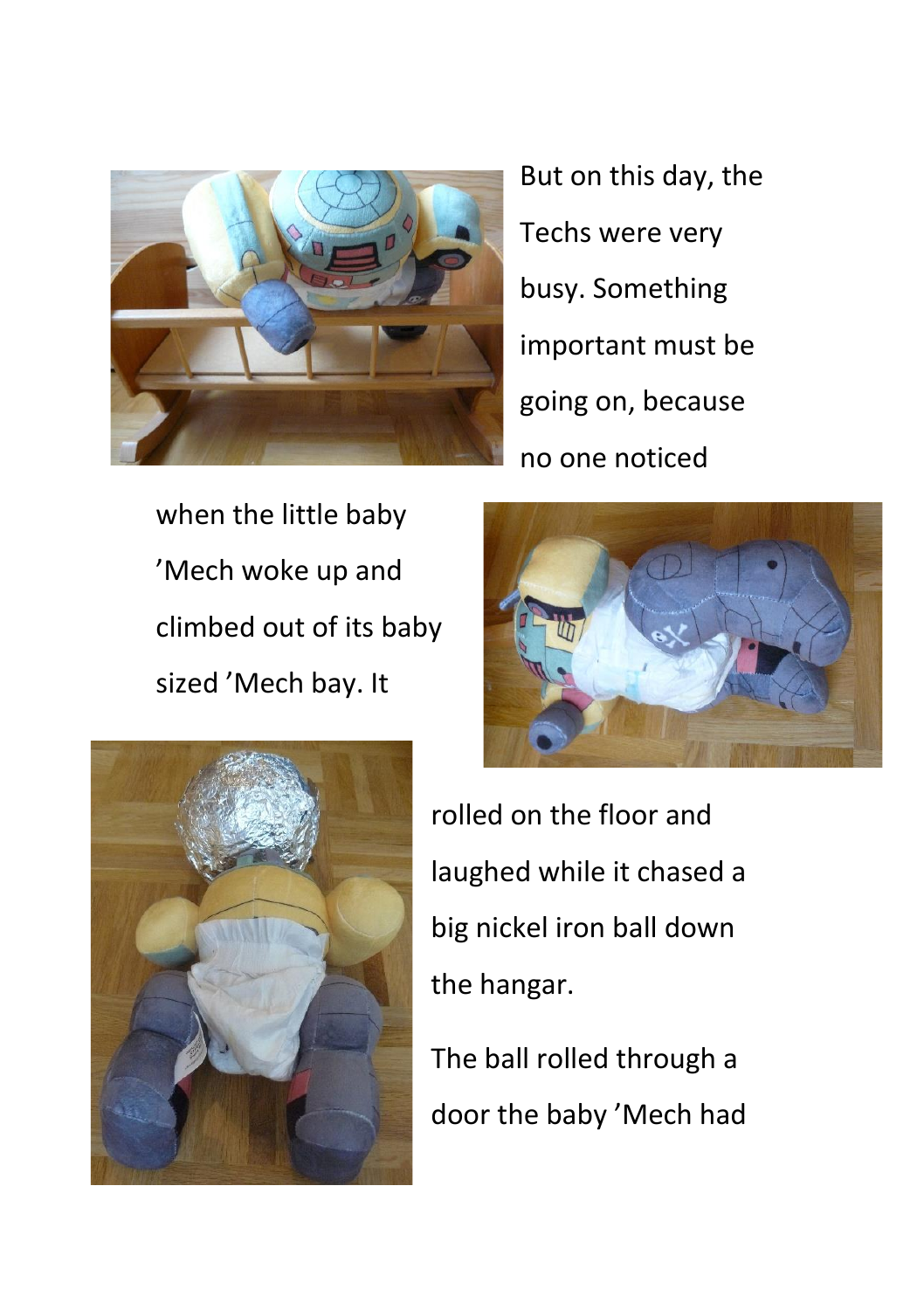But on this day, the Techs were very busy. Something important must be going on, because no one noticed when the little baby ’Mech woke up and climbed out of its baby sized ’Mech bay. It rolled on the floor and laughed while it chased a big nickel iron ball down the hangar.

The ball rolled through a door the baby ’Mech had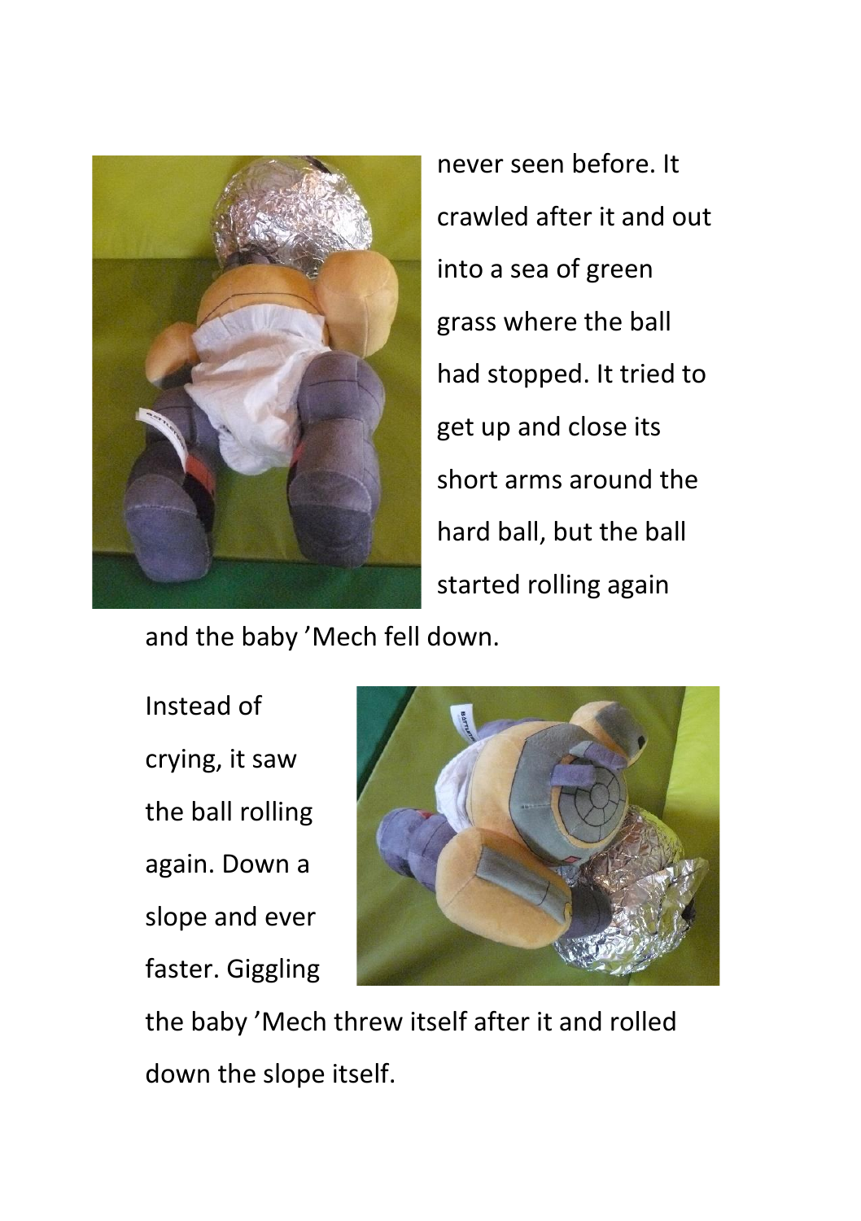never seen before. It crawled after it and out into a sea of green grass where the ball had stopped. It tried to get up and close its short arms around the hard ball, but the ball started rolling again and the baby 'Mech fell down.

Instead of crying, it saw the ball rolling again. Down a slope and ever faster. Giggling the baby 'Mech threw itself after it and rolled down the slope itself.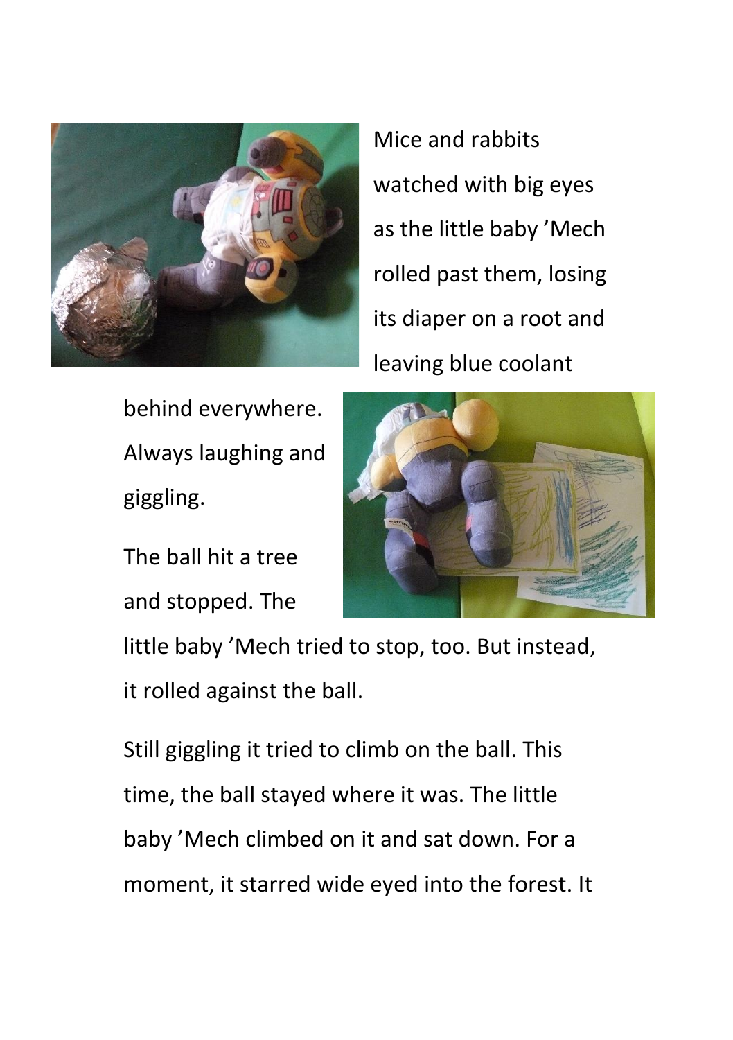Mice and rabbits watched with big eyes as the little baby ’Mech rolled past them, losing its diaper on a root and leaving blue coolant behind everywhere. Always laughing and giggling.

The ball hit a tree and stopped. The little baby ’Mech tried to stop, too. But instead, it rolled against the ball.

Still giggling it tried to climb on the ball. This time, the ball stayed where it was. The little baby ’Mech climbed on it and sat down. For a moment, it starred wide eyed into the forest. It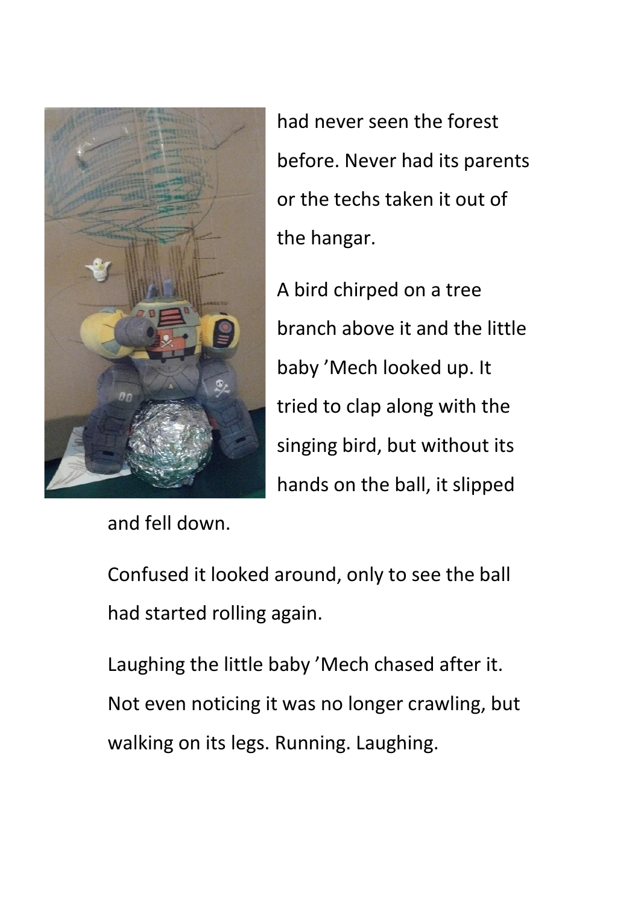had never seen the forest before. Never had its parents or the techs taken it out of the hangar.

A bird chirped on a tree branch above it and the little baby ’Mech looked up. It tried to clap along with the singing bird, but without its hands on the ball, it slipped and fell down.

Confused it looked around, only to see the ball had started rolling again.

Laughing the little baby ’Mech chased after it. Not even noticing it was no longer crawling, but walking on its legs. Running. Laughing.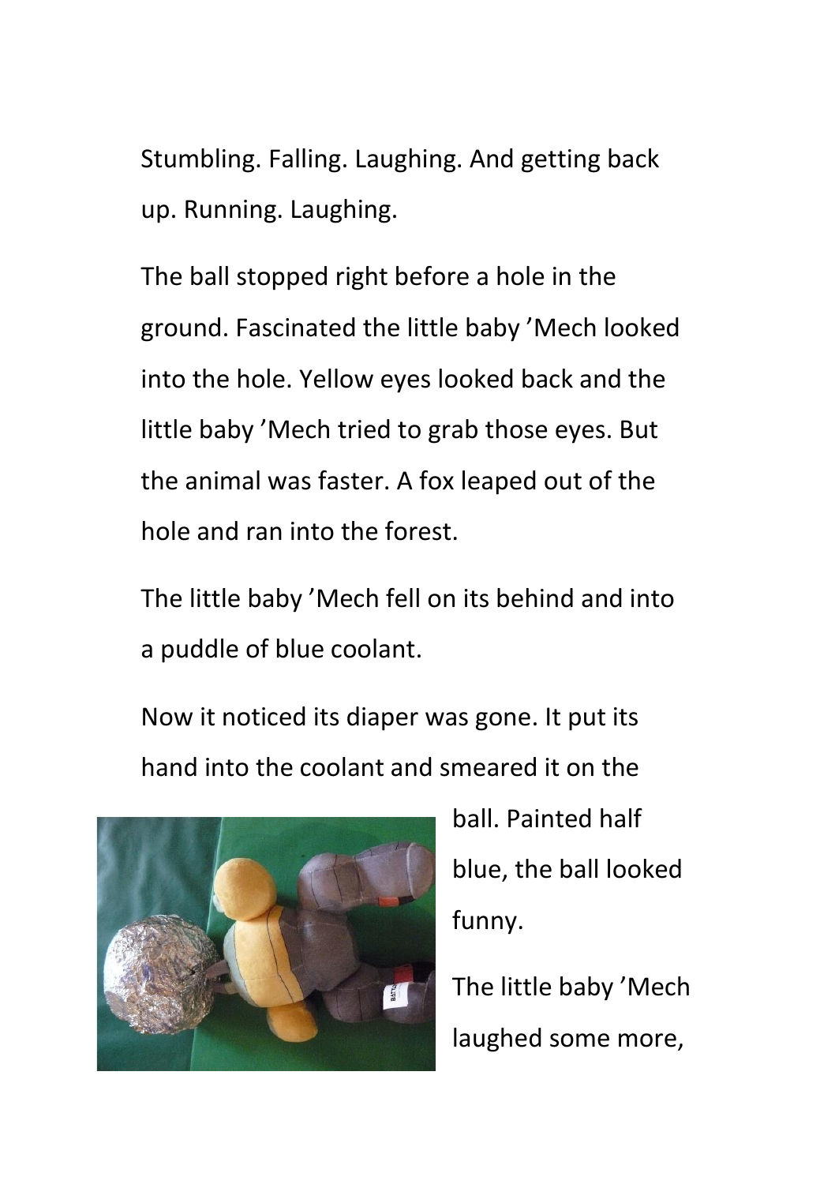Stumbling. Falling. Laughing. And getting back up. Running. Laughing.

The ball stopped right before a hole in the ground. Fascinated the little baby ’Mech looked into the hole. Yellow eyes looked back and the little baby ’Mech tried to grab those eyes. But the animal was faster. A fox leaped out of the hole and ran into the forest.

The little baby ’Mech fell on its behind and into a puddle of blue coolant.

Now it noticed its diaper was gone. It put its hand into the coolant and smeared it on the ball. Painted half blue, the ball looked funny.

The little baby ’Mech laughed some more,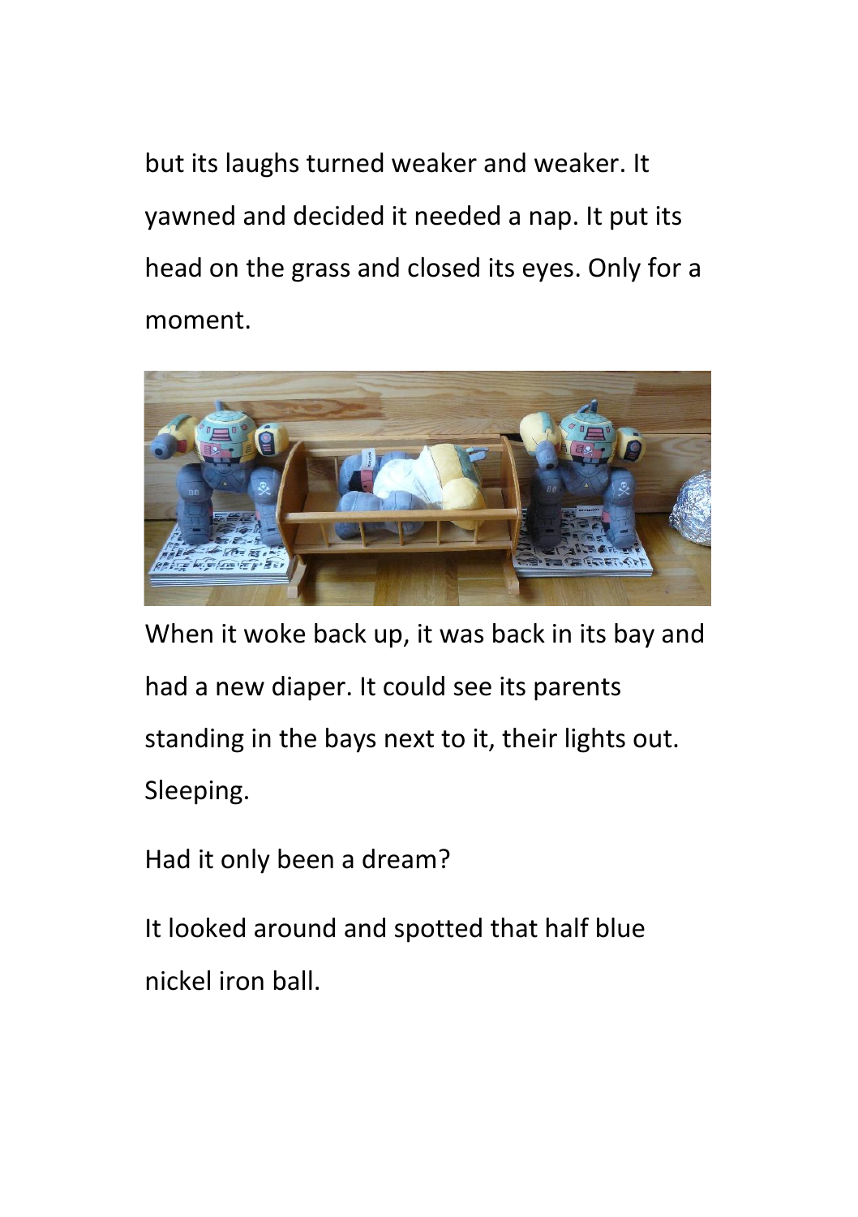but its laughs turned weaker and weaker. It yawned and decided it needed a nap. It put its head on the grass and closed its eyes. Only for a moment.

When it woke back up, it was back in its bay and had a new diaper. It could see its parents standing in the bays next to it, their lights out. Sleeping.

Had it only been a dream?

It looked around and spotted that half blue nickel iron ball.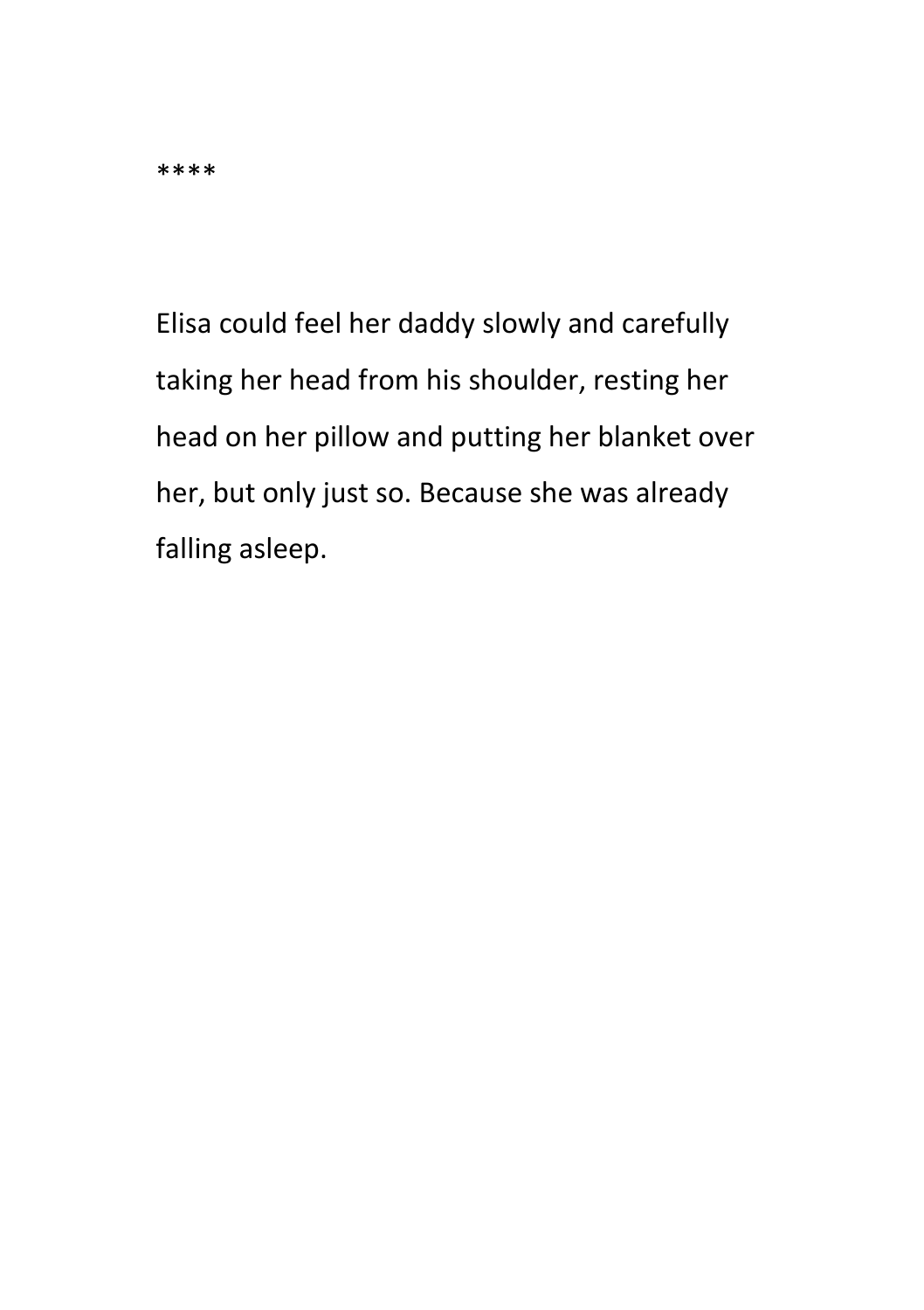****

Elisa could feel her daddy slowly and carefully taking her head from his shoulder, resting her head on her pillow and putting her blanket over her, but only just so. Because she was already falling asleep.